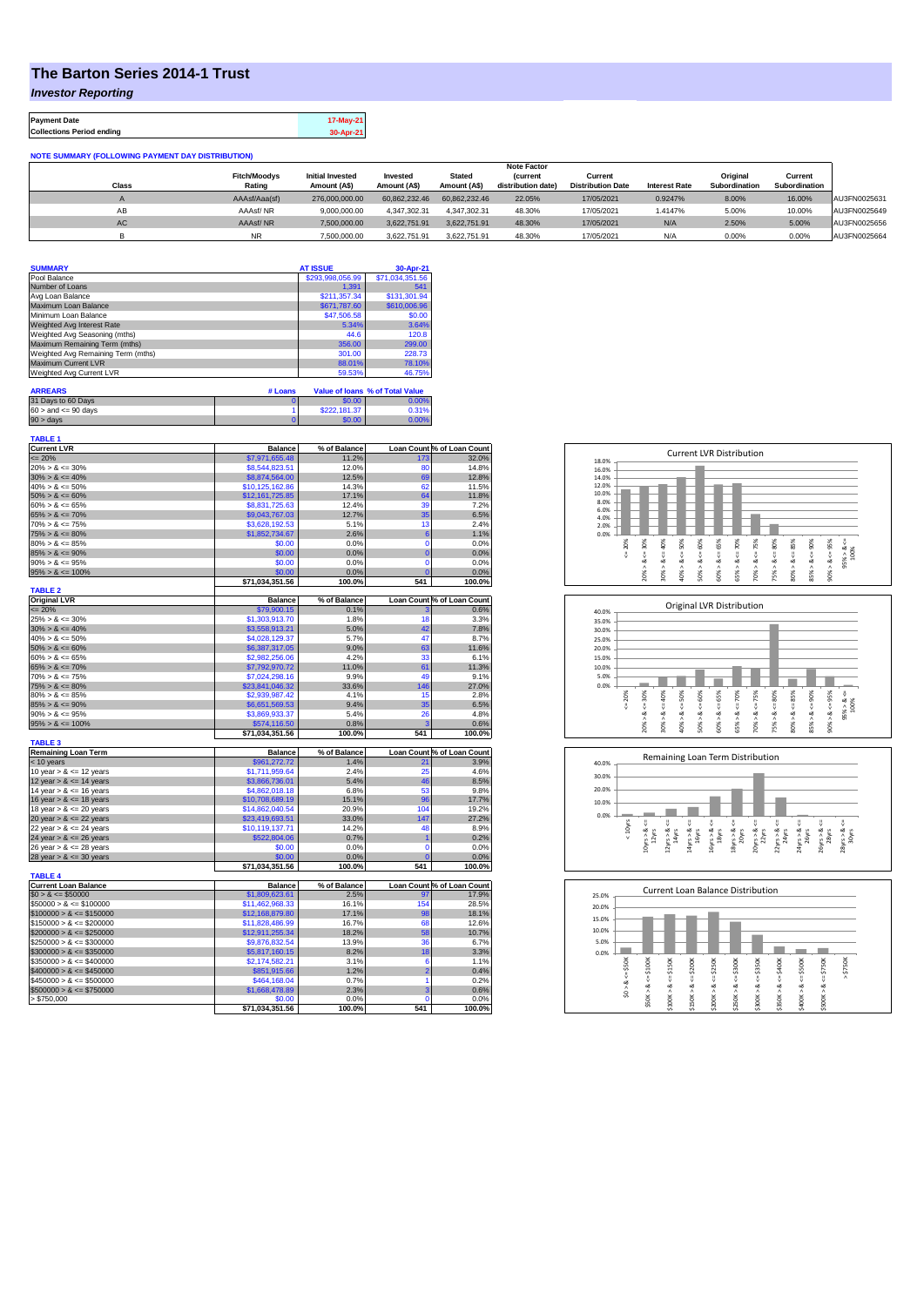# The Barton Series 2014-1 Trust

## *Investor Reporting*

| Payment Date | 17-May-21 |
|---|---|
| Collections Period ending | 30-Apr-21 |

**NOTE SUMMARY (FOLLOWING PAYMENT DAY DISTRIBUTION)**

| Class | Fitch/Moodys Rating | Initial Invested Amount (A$) | Invested Amount (A$) | Stated Amount (A$) | Note Factor (current distribution date) | Current Distribution Date | Interest Rate | Original Subordination | Current Subordination | |
|---|---|---|---|---|---|---|---|---|---|---|
| A | AAAsf/Aaa(sf) | 276,000,000.00 | 60,862,232.46 | 60,862,232.46 | 22.05% | 17/05/2021 | 0.9247% | 8.00% | 16.00% | AU3FN0025631 |
| AB | AAAsf/ NR | 9,000,000.00 | 4,347,302.31 | 4,347,302.31 | 48.30% | 17/05/2021 | 1.4147% | 5.00% | 10.00% | AU3FN0025649 |
| AC | AAAsf/ NR | 7,500,000.00 | 3,622,751.91 | 3,622,751.91 | 48.30% | 17/05/2021 | N/A | 2.50% | 5.00% | AU3FN0025656 |
| B | NR | 7,500,000.00 | 3,622,751.91 | 3,622,751.91 | 48.30% | 17/05/2021 | N/A | 0.00% | 0.00% | AU3FN0025664 |

| SUMMARY | AT ISSUE | 30-Apr-21 |
|---|---|---|
| Pool Balance | $293,998,056.99 | $71,034,351.56 |
| Number of Loans | 1,391 | 541 |
| Avg Loan Balance | $211,357.34 | $131,301.94 |
| Maximum Loan Balance | $671,787.60 | $610,006.96 |
| Minimum Loan Balance | $47,506.58 | $0.00 |
| Weighted Avg Interest Rate | 5.34% | 3.64% |
| Weighted Avg Seasoning (mths) | 44.6 | 120.8 |
| Maximum Remaining Term (mths) | 356.00 | 299.00 |
| Weighted Avg Remaining Term (mths) | 301.00 | 228.73 |
| Maximum Current LVR | 88.01% | 78.10% |
| Weighted Avg Current LVR | 59.53% | 46.75% |

| ARREARS | # Loans | Value of loans | % of Total Value |
|---|---|---|---|
| 31 Days to 60 Days | 0 | $0.00 | 0.00% |
| 60 > and <= 90 days | 1 | $222,181.37 | 0.31% |
| 90 > days | 0 | $0.00 | 0.00% |

**TABLE 1**

| Current LVR | Balance | % of Balance | Loan Count | % of Loan Count |
|---|---|---|---|---|
| <= 20% | $7,971,655.48 | 11.2% | 173 | 32.0% |
| 20% > & <= 30% | $8,544,823.51 | 12.0% | 80 | 14.8% |
| 30% > & <= 40% | $8,874,564.00 | 12.5% | 69 | 12.8% |
| 40% > & <= 50% | $10,125,162.86 | 14.3% | 62 | 11.5% |
| 50% > & <= 60% | $12,161,725.85 | 17.1% | 64 | 11.8% |
| 60% > & <= 65% | $8,831,725.63 | 12.4% | 39 | 7.2% |
| 65% > & <= 70% | $9,043,767.03 | 12.7% | 35 | 6.5% |
| 70% > & <= 75% | $3,628,192.53 | 5.1% | 13 | 2.4% |
| 75% > & <= 80% | $1,852,734.67 | 2.6% | 6 | 1.1% |
| 80% > & <= 85% | $0.00 | 0.0% | 0 | 0.0% |
| 85% > & <= 90% | $0.00 | 0.0% | 0 | 0.0% |
| 90% > & <= 95% | $0.00 | 0.0% | 0 | 0.0% |
| 95% > & <= 100% | $0.00 | 0.0% | 0 | 0.0% |
| | $71,034,351.56 | 100.0% | 541 | 100.0% |

**TABLE 2**

| Original LVR | Balance | % of Balance | Loan Count | % of Loan Count |
|---|---|---|---|---|
| <= 20% | $79,900.15 | 0.1% | 3 | 0.6% |
| 25% > & <= 30% | $1,303,913.70 | 1.8% | 18 | 3.3% |
| 30% > & <= 40% | $3,558,913.21 | 5.0% | 42 | 7.8% |
| 40% > & <= 50% | $4,028,129.37 | 5.7% | 47 | 8.7% |
| 50% > & <= 60% | $6,387,317.05 | 9.0% | 63 | 11.6% |
| 60% > & <= 65% | $2,982,256.06 | 4.2% | 33 | 6.1% |
| 65% > & <= 70% | $7,792,970.72 | 11.0% | 61 | 11.3% |
| 70% > & <= 75% | $7,024,298.16 | 9.9% | 49 | 9.1% |
| 75% > & <= 80% | $23,841,046.32 | 33.6% | 146 | 27.0% |
| 80% > & <= 85% | $2,939,987.42 | 4.1% | 15 | 2.8% |
| 85% > & <= 90% | $6,651,569.53 | 9.4% | 35 | 6.5% |
| 90% > & <= 95% | $3,869,933.37 | 5.4% | 26 | 4.8% |
| 95% > & <= 100% | $574,116.50 | 0.8% | 3 | 0.6% |
| | $71,034,351.56 | 100.0% | 541 | 100.0% |

**TABLE 3**

| Remaining Loan Term | Balance | % of Balance | Loan Count | % of Loan Count |
|---|---|---|---|---|
| < 10 years | $961,272.72 | 1.4% | 21 | 3.9% |
| 10 year > & <= 12 years | $1,711,959.64 | 2.4% | 25 | 4.6% |
| 12 year > & <= 14 years | $3,866,736.01 | 5.4% | 46 | 8.5% |
| 14 year > & <= 16 years | $4,862,018.18 | 6.8% | 53 | 9.8% |
| 16 year > & <= 18 years | $10,708,689.19 | 15.1% | 96 | 17.7% |
| 18 year > & <= 20 years | $14,862,040.54 | 20.9% | 104 | 19.2% |
| 20 year > & <= 22 years | $23,419,693.51 | 33.0% | 147 | 27.2% |
| 22 year > & <= 24 years | $10,119,137.71 | 14.2% | 48 | 8.9% |
| 24 year > & <= 26 years | $522,804.06 | 0.7% | 1 | 0.2% |
| 26 year > & <= 28 years | $0.00 | 0.0% | 0 | 0.0% |
| 28 year > & <= 30 years | $0.00 | 0.0% | 0 | 0.0% |
| | $71,034,351.56 | 100.0% | 541 | 100.0% |

**TABLE 4**

| Current Loan Balance | Balance | % of Balance | Loan Count | % of Loan Count |
|---|---|---|---|---|
| $0 > & <= $50000 | $1,809,623.61 | 2.5% | 97 | 17.9% |
| $50000 > & <= $100000 | $11,462,968.33 | 16.1% | 154 | 28.5% |
| $100000 > & <= $150000 | $12,168,879.80 | 17.1% | 98 | 18.1% |
| $150000 > & <= $200000 | $11,828,486.99 | 16.7% | 68 | 12.6% |
| $200000 > & <= $250000 | $12,911,255.34 | 18.2% | 58 | 10.7% |
| $250000 > & <= $300000 | $9,876,832.54 | 13.9% | 36 | 6.7% |
| $300000 > & <= $350000 | $5,817,160.15 | 8.2% | 18 | 3.3% |
| $350000 > & <= $400000 | $2,174,582.21 | 3.1% | 6 | 1.1% |
| $400000 > & <= $450000 | $851,915.66 | 1.2% | 2 | 0.4% |
| $450000 > & <= $500000 | $464,168.04 | 0.7% | 1 | 0.2% |
| $500000 > & <= $750000 | $1,668,478.89 | 2.3% | 3 | 0.6% |
| > $750,000 | $0.00 | 0.0% | 0 | 0.0% |
| | $71,034,351.56 | 100.0% | 541 | 100.0% |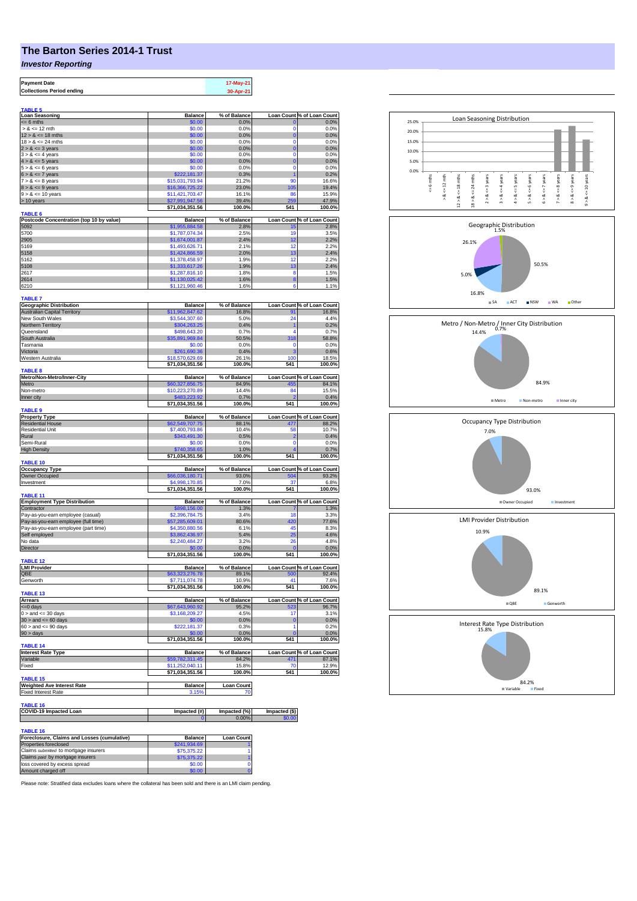# The Barton Series 2014-1 Trust

***Investor Reporting***

| | |
|---|---|
| **Payment Date** | 17-May-21 |
| **Collections Period ending** | 30-Apr-21 |

**TABLE 5**

| Loan Seasoning | Balance | % of Balance | Loan Count | % of Loan Count |
|---|---|---|---|---|
| <= 6 mths | $0.00 | 0.0% | 0 | 0.0% |
| > & <= 12 mth | $0.00 | 0.0% | 0 | 0.0% |
| 12 > & <= 18 mths | $0.00 | 0.0% | 0 | 0.0% |
| 18 > & <= 24 mths | $0.00 | 0.0% | 0 | 0.0% |
| 2 > & <= 3 years | $0.00 | 0.0% | 0 | 0.0% |
| 3 > & <= 4 years | $0.00 | 0.0% | 0 | 0.0% |
| 4 > & <= 5 years | $0.00 | 0.0% | 0 | 0.0% |
| 5 > & <= 6 years | $0.00 | 0.0% | 0 | 0.0% |
| 6 > & <= 7 years | $222,181.37 | 0.3% | 1 | 0.2% |
| 7 > & <= 8 years | $15,031,793.94 | 21.2% | 90 | 16.6% |
| 8 > & <= 9 years | $16,366,725.22 | 23.0% | 105 | 19.4% |
| 9 > & <= 10 years | $11,421,703.47 | 16.1% | 86 | 15.9% |
| > 10 years | $27,991,947.56 | 39.4% | 259 | 47.9% |
| | $71,034,351.56 | 100.0% | 541 | 100.0% |

**TABLE 6**

| Postcode Concentration (top 10 by value) | Balance | % of Balance | Loan Count | % of Loan Count |
|---|---|---|---|---|
| 5092 | $1,955,884.58 | 2.8% | 15 | 2.8% |
| 5700 | $1,787,074.34 | 2.5% | 19 | 3.5% |
| 2905 | $1,674,001.87 | 2.4% | 12 | 2.2% |
| 5169 | $1,493,626.71 | 2.1% | 12 | 2.2% |
| 5158 | $1,424,866.59 | 2.0% | 13 | 2.4% |
| 5162 | $1,378,458.97 | 1.9% | 12 | 2.2% |
| 5108 | $1,333,617.26 | 1.9% | 13 | 2.4% |
| 2617 | $1,287,816.10 | 1.8% | 8 | 1.5% |
| 2614 | $1,130,025.42 | 1.6% | 8 | 1.5% |
| 6210 | $1,121,960.46 | 1.6% | 6 | 1.1% |

**TABLE 7**

| Geographic Distribution | Balance | % of Balance | Loan Count | % of Loan Count |
|---|---|---|---|---|
| Australian Capital Territory | $11,962,847.62 | 16.8% | 91 | 16.8% |
| New South Wales | $3,544,307.60 | 5.0% | 24 | 4.4% |
| Northern Territory | $304,263.25 | 0.4% | 1 | 0.2% |
| Queensland | $498,643.20 | 0.7% | 4 | 0.7% |
| South Australia | $35,891,969.84 | 50.5% | 318 | 58.8% |
| Tasmania | $0.00 | 0.0% | 0 | 0.0% |
| Victoria | $261,690.36 | 0.4% | 3 | 0.6% |
| Western Australia | $18,570,629.69 | 26.1% | 100 | 18.5% |
| | $71,034,351.56 | 100.0% | 541 | 100.0% |

**TABLE 8**

| Metro/Non-Metro/Inner-City | Balance | % of Balance | Loan Count | % of Loan Count |
|---|---|---|---|---|
| Metro | $60,327,856.75 | 84.9% | 455 | 84.1% |
| Non-metro | $10,223,270.89 | 14.4% | 84 | 15.5% |
| Inner city | $483,223.92 | 0.7% | 2 | 0.4% |
| | $71,034,351.56 | 100.0% | 541 | 100.0% |

**TABLE 9**

| Property Type | Balance | % of Balance | Loan Count | % of Loan Count |
|---|---|---|---|---|
| Residential House | $62,549,707.75 | 88.1% | 477 | 88.2% |
| Residential Unit | $7,400,793.86 | 10.4% | 58 | 10.7% |
| Rural | $343,491.30 | 0.5% | 2 | 0.4% |
| Semi-Rural | $0.00 | 0.0% | 0 | 0.0% |
| High Density | $740,358.65 | 1.0% | 4 | 0.7% |
| | $71,034,351.56 | 100.0% | 541 | 100.0% |

**TABLE 10**

| Occupancy Type | Balance | % of Balance | Loan Count | % of Loan Count |
|---|---|---|---|---|
| Owner Occupied | $66,036,180.71 | 93.0% | 504 | 93.2% |
| Investment | $4,998,170.85 | 7.0% | 37 | 6.8% |
| | $71,034,351.56 | 100.0% | 541 | 100.0% |

**TABLE 11**

| Employment Type Distribution | Balance | % of Balance | Loan Count | % of Loan Count |
|---|---|---|---|---|
| Contractor | $898,156.00 | 1.3% | 7 | 1.3% |
| Pay-as-you-earn employee (casual) | $2,396,784.75 | 3.4% | 18 | 3.3% |
| Pay-as-you-earn employee (full time) | $57,285,609.01 | 80.6% | 420 | 77.6% |
| Pay-as-you-earn employee (part time) | $4,350,880.56 | 6.1% | 45 | 8.3% |
| Self employed | $3,862,436.97 | 5.4% | 25 | 4.6% |
| No data | $2,240,484.27 | 3.2% | 26 | 4.8% |
| Director | $0.00 | 0.0% | 0 | 0.0% |
| | $71,034,351.56 | 100.0% | 541 | 100.0% |

**TABLE 12**

| LMI Provider | Balance | % of Balance | Loan Count | % of Loan Count |
|---|---|---|---|---|
| QBE | $63,323,276.78 | 89.1% | 500 | 92.4% |
| Genworth | $7,711,074.78 | 10.9% | 41 | 7.6% |
| | $71,034,351.56 | 100.0% | 541 | 100.0% |

**TABLE 13**

| Arrears | Balance | % of Balance | Loan Count | % of Loan Count |
|---|---|---|---|---|
| <=0 days | $67,643,960.92 | 95.2% | 523 | 96.7% |
| 0 > and <= 30 days | $3,168,209.27 | 4.5% | 17 | 3.1% |
| 30 > and <= 60 days | $0.00 | 0.0% | 0 | 0.0% |
| 60 > and <= 90 days | $222,181.37 | 0.3% | 1 | 0.2% |
| 90 > days | $0.00 | 0.0% | 0 | 0.0% |
| | $71,034,351.56 | 100.0% | 541 | 100.0% |

**TABLE 14**

| Interest Rate Type | Balance | % of Balance | Loan Count | % of Loan Count |
|---|---|---|---|---|
| Variable | $59,782,311.45 | 84.2% | 471 | 87.1% |
| Fixed | $11,252,040.11 | 15.8% | 70 | 12.9% |
| | $71,034,351.56 | 100.0% | 541 | 100.0% |

**TABLE 15**

| Weighted Ave Interest Rate | Balance | Loan Count |
|---|---|---|
| Fixed Interest Rate | 3.15% | 70 |

**TABLE 16**

| COVID-19 Impacted Loan | Impacted (#) | Impacted (%) | Impacted ($) |
|---|---|---|---|
| | 0 | 0.00% | $0.00 |

**TABLE 16**

| Foreclosure, Claims and Losses (cumulative) | Balance | Loan Count |
|---|---|---|
| Properties foreclosed | $241,934.69 | 1 |
| Claims *submitted* to mortgage insurers | $75,375.22 | 1 |
| Claims *paid* by mortgage insurers | $75,375.22 | 1 |
| loss covered by excess spread | $0.00 | 0 |
| Amount charged off | $0.00 | 0 |

Please note: Stratified data excludes loans where the collateral has been sold and there is an LMI claim pending.

Loan Seasoning Distribution
25.0%
20.0%
15.0%
10.0%
5.0%
0.0%
<= 6 mths
> & <= 12 mth
12 > & <= 18 mths
18 > & <= 24 mths
2 > & <= 3 years
3 > & <= 4 years
4 > & <= 5 years
5 > & <= 6 years
6 > & <= 7 years
7 > & <= 8 years
8 > & <= 9 years
9 > & <= 10 years

Geographic Distribution
1.5%
26.1%
50.5%
5.0%
16.8%
SA ACT NSW WA Other

Metro / Non-Metro / Inner City Distribution
0.7%
14.4%
84.9%
Metro Non-metro Inner city

Occupancy Type Distribution
7.0%
93.0%
Owner Occupied Investment

LMI Provider Distribution
10.9%
89.1%
QBE Genworth

Interest Rate Type Distribution
15.8%
84.2%
Variable Fixed